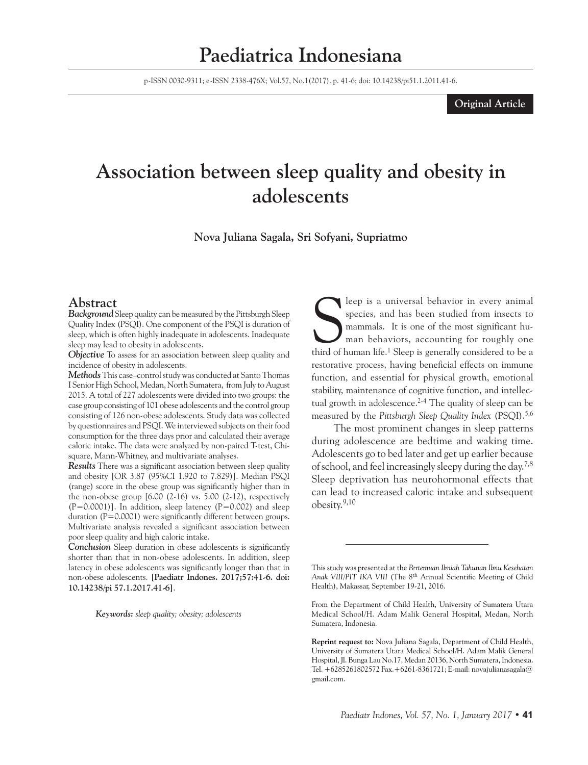# Paediatrica Indonesiana

p-ISSN 0030-9311; e-ISSN 2338-476X; Vol.57, No.1(2017). p. 41-6; doi: 10.14238/pi51.1.2011.41-6.

**Original Article**

# Association between sleep quality and obesity in adolescents

**Nova Juliana Sagala, Sri Sofyani, Supriatmo**

## Abstract

***Background*** Sleep quality can be measured by the Pittsburgh Sleep Quality Index (PSQI). One component of the PSQI is duration of sleep, which is often highly inadequate in adolescents. Inadequate sleep may lead to obesity in adolescents.

***Objective*** To assess for an association between sleep quality and incidence of obesity in adolescents.

***Methods*** This case–control study was conducted at Santo Thomas I Senior High School, Medan, North Sumatera, from July to August 2015. A total of 227 adolescents were divided into two groups: the case group consisting of 101 obese adolescents and the control group consisting of 126 non-obese adolescents. Study data was collected by questionnaires and PSQI. We interviewed subjects on their food consumption for the three days prior and calculated their average caloric intake. The data were analyzed by non-paired T-test, Chi-square, Mann-Whitney, and multivariate analyses.

***Results*** There was a significant association between sleep quality and obesity [OR 3.87 (95%CI 1.920 to 7.829)]. Median PSQI (range) score in the obese group was significantly higher than in the non-obese group [6.00 (2-16) vs. 5.00 (2-12), respectively (P=0.0001)]. In addition, sleep latency (P=0.002) and sleep duration (P=0.0001) were significantly different between groups. Multivariate analysis revealed a significant association between poor sleep quality and high caloric intake.

***Conclusion*** Sleep duration in obese adolescents is significantly shorter than that in non-obese adolescents. In addition, sleep latency in obese adolescents was significantly longer than that in non-obese adolescents. **[Paediatr Indones. 2017;57:41-6. doi: 10.14238/pi 57.1.2017.41-6]**.

***Keywords:*** *sleep quality; obesity; adolescents*

Sleep is a universal behavior in every animal species, and has been studied from insects to mammals. It is one of the most significant human behaviors, accounting for roughly one third of human life.[1] Sleep is generally considered to be a restorative process, having beneficial effects on immune function, and essential for physical growth, emotional stability, maintenance of cognitive function, and intellectual growth in adolescence.[2-4] The quality of sleep can be measured by the *Pittsburgh Sleep Quality Index* (PSQI).[5,6]

The most prominent changes in sleep patterns during adolescence are bedtime and waking time. Adolescents go to bed later and get up earlier because of school, and feel increasingly sleepy during the day.[7,8] Sleep deprivation has neurohormonal effects that can lead to increased caloric intake and subsequent obesity.[9,10]

---

This study was presented at the *Pertemuan Ilmiah Tahunan Ilmu Kesehatan Anak VIII/PIT IKA VIII* (The 8th Annual Scientific Meeting of Child Health), Makassar, September 19-21, 2016.

From the Department of Child Health, University of Sumatera Utara Medical School/H. Adam Malik General Hospital, Medan, North Sumatera, Indonesia.

**Reprint request to:** Nova Juliana Sagala, Department of Child Health, University of Sumatera Utara Medical School/H. Adam Malik General Hospital, Jl. Bunga Lau No.17, Medan 20136, North Sumatera, Indonesia. Tel. +6285261802572 Fax.+6261-8361721; E-mail: novajulianasagala@gmail.com.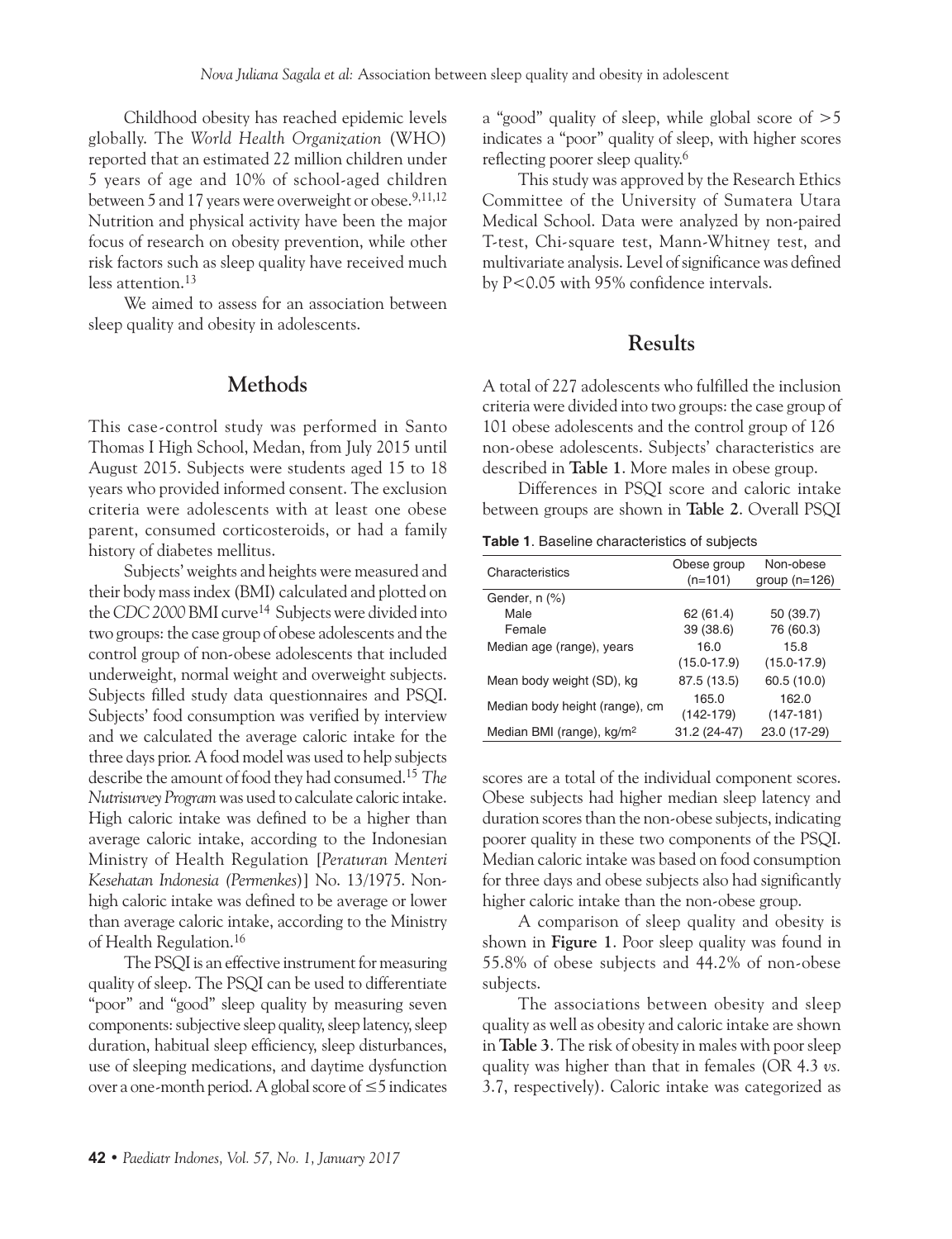Childhood obesity has reached epidemic levels globally. The *World Health Organization* (WHO) reported that an estimated 22 million children under 5 years of age and 10% of school-aged children between 5 and 17 years were overweight or obese.[9,11,12] Nutrition and physical activity have been the major focus of research on obesity prevention, while other risk factors such as sleep quality have received much less attention.[13]

We aimed to assess for an association between sleep quality and obesity in adolescents.

## Methods

This case-control study was performed in Santo Thomas I High School, Medan, from July 2015 until August 2015. Subjects were students aged 15 to 18 years who provided informed consent. The exclusion criteria were adolescents with at least one obese parent, consumed corticosteroids, or had a family history of diabetes mellitus.

Subjects' weights and heights were measured and their body mass index (BMI) calculated and plotted on the *CDC 2000* BMI curve[14] Subjects were divided into two groups: the case group of obese adolescents and the control group of non-obese adolescents that included underweight, normal weight and overweight subjects. Subjects filled study data questionnaires and PSQI. Subjects' food consumption was verified by interview and we calculated the average caloric intake for the three days prior. A food model was used to help subjects describe the amount of food they had consumed.[15] *The Nutrisurvey Program* was used to calculate caloric intake. High caloric intake was defined to be a higher than average caloric intake, according to the Indonesian Ministry of Health Regulation [*Peraturan Menteri Kesehatan Indonesia (Permenkes)*] No. 13/1975. Non-high caloric intake was defined to be average or lower than average caloric intake, according to the Ministry of Health Regulation.[16]

The PSQI is an effective instrument for measuring quality of sleep. The PSQI can be used to differentiate "poor" and "good" sleep quality by measuring seven components: subjective sleep quality, sleep latency, sleep duration, habitual sleep efficiency, sleep disturbances, use of sleeping medications, and daytime dysfunction over a one-month period. A global score of $\leq 5$ indicates a "good" quality of sleep, while global score of $>5$ indicates a "poor" quality of sleep, with higher scores reflecting poorer sleep quality.[6]

This study was approved by the Research Ethics Committee of the University of Sumatera Utara Medical School. Data were analyzed by non-paired T-test, Chi-square test, Mann-Whitney test, and multivariate analysis. Level of significance was defined by $P<0.05$ with 95% confidence intervals.

## Results

A total of 227 adolescents who fulfilled the inclusion criteria were divided into two groups: the case group of 101 obese adolescents and the control group of 126 non-obese adolescents. Subjects' characteristics are described in **Table 1**. More males in obese group.

Differences in PSQI score and caloric intake between groups are shown in **Table 2**. Overall PSQI scores are a total of the individual component scores. Obese subjects had higher median sleep latency and duration scores than the non-obese subjects, indicating poorer quality in these two components of the PSQI. Median caloric intake was based on food consumption for three days and obese subjects also had significantly higher caloric intake than the non-obese group.

**Table 1**. Baseline characteristics of subjects

| Characteristics | Obese group (n=101) | Non-obese group (n=126) |
|---|---|---|
| Gender, n (%) | | |
| Male | 62 (61.4) | 50 (39.7) |
| Female | 39 (38.6) | 76 (60.3) |
| Median age (range), years | 16.0 (15.0-17.9) | 15.8 (15.0-17.9) |
| Mean body weight (SD), kg | 87.5 (13.5) | 60.5 (10.0) |
| Median body height (range), cm | 165.0 (142-179) | 162.0 (147-181) |
| Median BMI (range), kg/m$^2$ | 31.2 (24-47) | 23.0 (17-29) |

A comparison of sleep quality and obesity is shown in **Figure 1**. Poor sleep quality was found in 55.8% of obese subjects and 44.2% of non-obese subjects.

The associations between obesity and sleep quality as well as obesity and caloric intake are shown in **Table 3**. The risk of obesity in males with poor sleep quality was higher than that in females (OR 4.3 *vs.* 3.7, respectively). Caloric intake was categorized as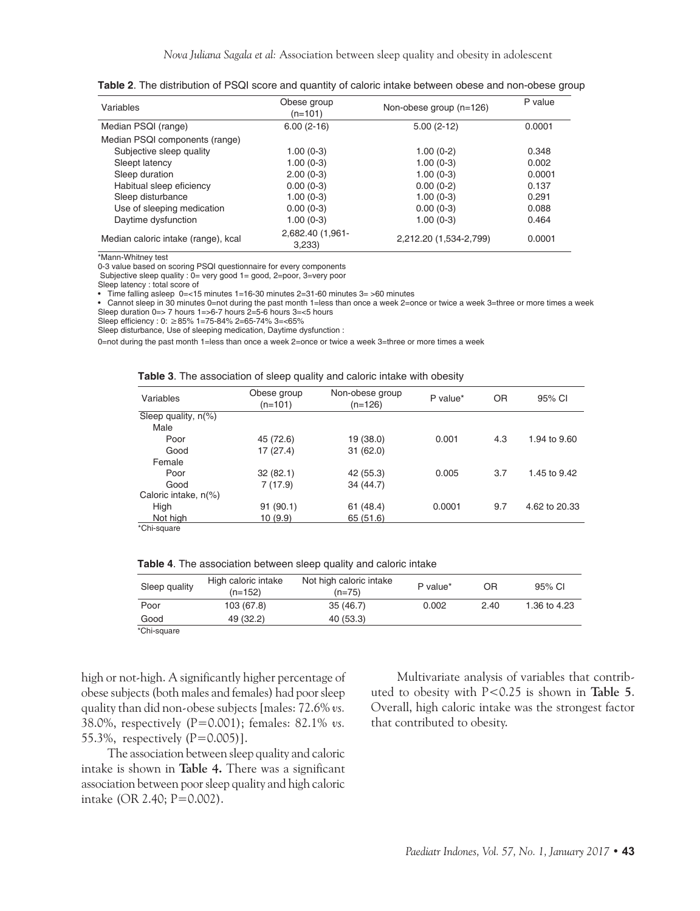**Table 2**. The distribution of PSQI score and quantity of caloric intake between obese and non-obese group

| Variables | Obese group (n=101) | Non-obese group (n=126) | P value |
|---|---|---|---|
| Median PSQI (range) | 6.00 (2-16) | 5.00 (2-12) | 0.0001 |
| Median PSQI components (range) | | | |
| Subjective sleep quality | 1.00 (0-3) | 1.00 (0-2) | 0.348 |
| Sleept latency | 1.00 (0-3) | 1.00 (0-3) | 0.002 |
| Sleep duration | 2.00 (0-3) | 1.00 (0-3) | 0.0001 |
| Habitual sleep eficiency | 0.00 (0-3) | 0.00 (0-2) | 0.137 |
| Sleep disturbance | 1.00 (0-3) | 1.00 (0-3) | 0.291 |
| Use of sleeping medication | 0.00 (0-3) | 0.00 (0-3) | 0.088 |
| Daytime dysfunction | 1.00 (0-3) | 1.00 (0-3) | 0.464 |
| Median caloric intake (range), kcal | 2,682.40 (1,961-3,233) | 2,212.20 (1,534-2,799) | 0.0001 |

*Mann-Whitney test
0-3 value based on scoring PSQI questionnaire for every components
Subjective sleep quality : 0= very good 1= good, 2=poor, 3=very poor
Sleep latency : total score of
- Time falling asleep 0=<15 minutes 1=16-30 minutes 2=31-60 minutes 3= >60 minutes
- Cannot sleep in 30 minutes 0=not during the past month 1=less than once a week 2=once or twice a week 3=three or more times a week

Sleep duration 0=> 7 hours 1=>6-7 hours 2=5-6 hours 3=<5 hours
Sleep efficiency : 0: ≥85% 1=75-84% 2=65-74% 3=<65%
Sleep disturbance, Use of sleeping medication, Daytime dysfunction :
0=not during the past month 1=less than once a week 2=once or twice a week 3=three or more times a week

**Table 3**. The association of sleep quality and caloric intake with obesity

| Variables | Obese group (n=101) | Non-obese group (n=126) | P value* | OR | 95% CI |
|---|---|---|---|---|---|
| Sleep quality, n(%) | | | | | |
| Male | | | | | |
| Poor | 45 (72.6) | 19 (38.0) | 0.001 | 4.3 | 1.94 to 9.60 |
| Good | 17 (27.4) | 31 (62.0) | | | |
| Female | | | | | |
| Poor | 32 (82.1) | 42 (55.3) | 0.005 | 3.7 | 1.45 to 9.42 |
| Good | 7 (17.9) | 34 (44.7) | | | |
| Caloric intake, n(%) | | | | | |
| High | 91 (90.1) | 61 (48.4) | 0.0001 | 9.7 | 4.62 to 20.33 |
| Not high | 10 (9.9) | 65 (51.6) | | | |

*Chi-square

**Table 4**. The association between sleep quality and caloric intake

| Sleep quality | High caloric intake (n=152) | Not high caloric intake (n=75) | P value* | OR | 95% CI |
|---|---|---|---|---|---|
| Poor | 103 (67.8) | 35 (46.7) | 0.002 | 2.40 | 1.36 to 4.23 |
| Good | 49 (32.2) | 40 (53.3) | | | |

*Chi-square

high or not-high. A significantly higher percentage of obese subjects (both males and females) had poor sleep quality than did non-obese subjects [males: 72.6% *vs.* 38.0%, respectively (P=0.001); females: 82.1% *vs.* 55.3%, respectively (P=0.005)].

The association between sleep quality and caloric intake is shown in **Table 4.** There was a significant association between poor sleep quality and high caloric intake (OR 2.40; P=0.002).

Multivariate analysis of variables that contributed to obesity with P<0.25 is shown in **Table 5**. Overall, high caloric intake was the strongest factor that contributed to obesity.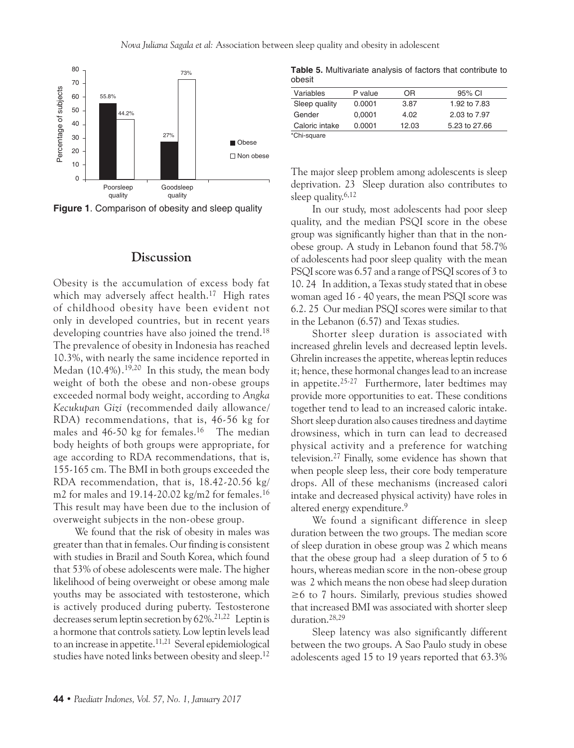**Figure 1**. Comparison of obesity and sleep quality

**Table 5.** Multivariate analysis of factors that contribute to obesit

| Variables | P value | OR | 95% CI |
|---|---|---|---|
| Sleep quality | 0.0001 | 3.87 | 1.92 to 7.83 |
| Gender | 0,0001 | 4.02 | 2.03 to 7.97 |
| Caloric intake | 0.0001 | 12.03 | 5.23 to 27.66 |

*Chi-square

## Discussion

Obesity is the accumulation of excess body fat which may adversely affect health.[17] High rates of childhood obesity have been evident not only in developed countries, but in recent years developing countries have also joined the trend.[18] The prevalence of obesity in Indonesia has reached 10.3%, with nearly the same incidence reported in Medan (10.4%).[19,20] In this study, the mean body weight of both the obese and non-obese groups exceeded normal body weight, according to *Angka Kecukupan Gizi* (recommended daily allowance/ RDA) recommendations, that is, 46-56 kg for males and 46-50 kg for females.[16] The median body heights of both groups were appropriate, for age according to RDA recommendations, that is, 155-165 cm. The BMI in both groups exceeded the RDA recommendation, that is, 18.42-20.56 kg/ m2 for males and 19.14-20.02 kg/m2 for females.[16] This result may have been due to the inclusion of overweight subjects in the non-obese group.

We found that the risk of obesity in males was greater than that in females. Our finding is consistent with studies in Brazil and South Korea, which found that 53% of obese adolescents were male. The higher likelihood of being overweight or obese among male youths may be associated with testosterone, which is actively produced during puberty. Testosterone decreases serum leptin secretion by 62%.[21,22] Leptin is a hormone that controls satiety. Low leptin levels lead to an increase in appetite.[11,21] Several epidemiological studies have noted links between obesity and sleep.[12] The major sleep problem among adolescents is sleep deprivation. 23 Sleep duration also contributes to sleep quality.[6,12]

In our study, most adolescents had poor sleep quality, and the median PSQI score in the obese group was significantly higher than that in the non-obese group. A study in Lebanon found that 58.7% of adolescents had poor sleep quality with the mean PSQI score was 6.57 and a range of PSQI scores of 3 to 10. 24 In addition, a Texas study stated that in obese woman aged 16 - 40 years, the mean PSQI score was 6.2. 25 Our median PSQI scores were similar to that in the Lebanon (6.57) and Texas studies.

Shorter sleep duration is associated with increased ghrelin levels and decreased leptin levels. Ghrelin increases the appetite, whereas leptin reduces it; hence, these hormonal changes lead to an increase in appetite.[25-27] Furthermore, later bedtimes may provide more opportunities to eat. These conditions together tend to lead to an increased caloric intake. Short sleep duration also causes tiredness and daytime drowsiness, which in turn can lead to decreased physical activity and a preference for watching television.[27] Finally, some evidence has shown that when people sleep less, their core body temperature drops. All of these mechanisms (increased calori intake and decreased physical activity) have roles in altered energy expenditure.[9]

We found a significant difference in sleep duration between the two groups. The median score of sleep duration in obese group was 2 which means that the obese group had a sleep duration of 5 to 6 hours, whereas median score in the non-obese group was 2 which means the non obese had sleep duration ≥6 to 7 hours. Similarly, previous studies showed that increased BMI was associated with shorter sleep duration.[28,29]

Sleep latency was also significantly different between the two groups. A Sao Paulo study in obese adolescents aged 15 to 19 years reported that 63.3%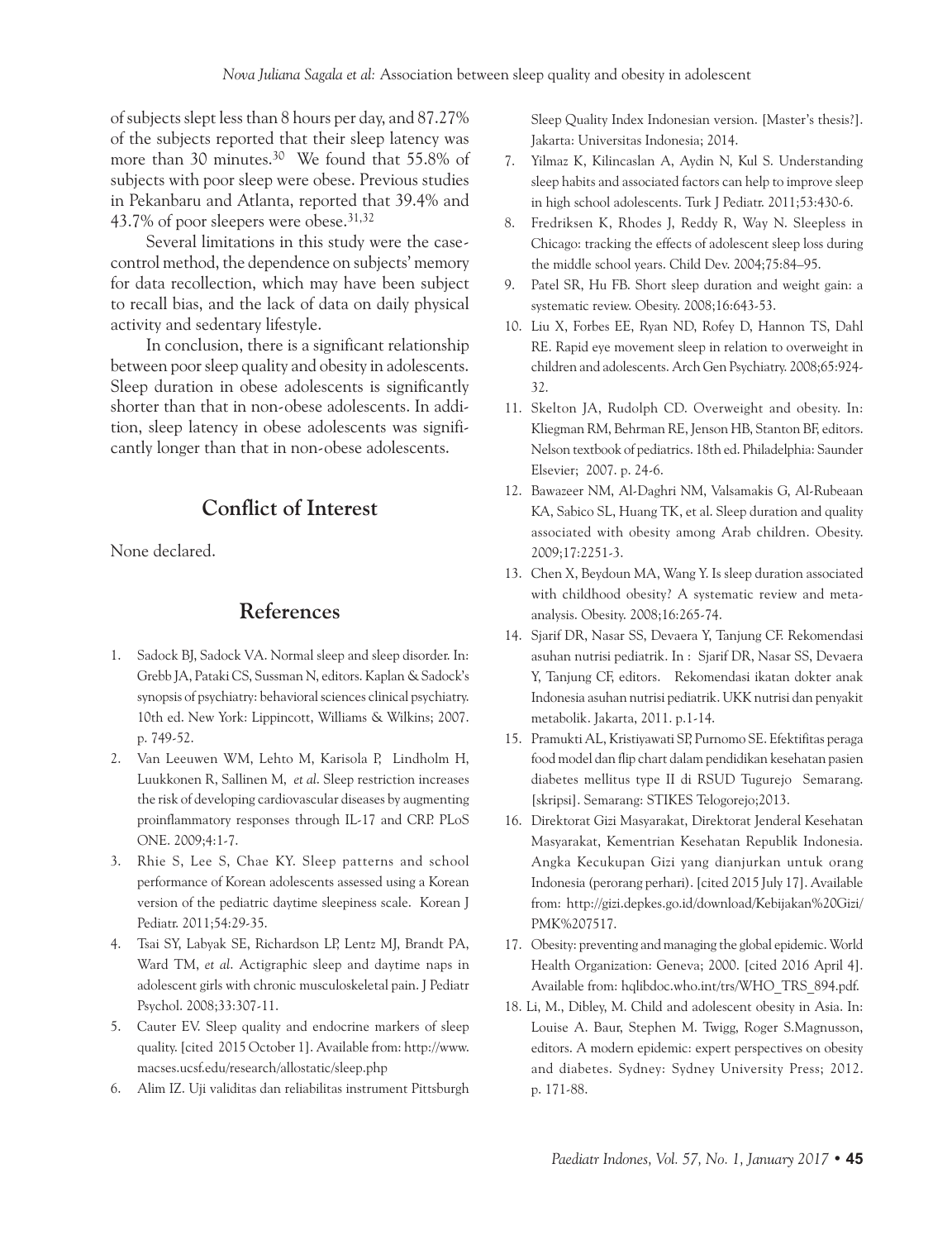of subjects slept less than 8 hours per day, and 87.27% of the subjects reported that their sleep latency was more than 30 minutes.[30] We found that 55.8% of subjects with poor sleep were obese. Previous studies in Pekanbaru and Atlanta, reported that 39.4% and 43.7% of poor sleepers were obese.[31,32]

Several limitations in this study were the case-control method, the dependence on subjects' memory for data recollection, which may have been subject to recall bias, and the lack of data on daily physical activity and sedentary lifestyle.

In conclusion, there is a significant relationship between poor sleep quality and obesity in adolescents. Sleep duration in obese adolescents is significantly shorter than that in non-obese adolescents. In addition, sleep latency in obese adolescents was significantly longer than that in non-obese adolescents.

## Conflict of Interest

None declared.

## References

1. Sadock BJ, Sadock VA. Normal sleep and sleep disorder. In: Grebb JA, Pataki CS, Sussman N, editors. Kaplan & Sadock's synopsis of psychiatry: behavioral sciences clinical psychiatry. 10th ed. New York: Lippincott, Williams & Wilkins; 2007. p. 749-52.
2. Van Leeuwen WM, Lehto M, Karisola P, Lindholm H, Luukkonen R, Sallinen M, *et al*. Sleep restriction increases the risk of developing cardiovascular diseases by augmenting proinflammatory responses through IL-17 and CRP. PLoS ONE. 2009;4:1-7.
3. Rhie S, Lee S, Chae KY. Sleep patterns and school performance of Korean adolescents assessed using a Korean version of the pediatric daytime sleepiness scale. Korean J Pediatr. 2011;54:29-35.
4. Tsai SY, Labyak SE, Richardson LP, Lentz MJ, Brandt PA, Ward TM, *et al*. Actigraphic sleep and daytime naps in adolescent girls with chronic musculoskeletal pain. J Pediatr Psychol. 2008;33:307-11.
5. Cauter EV. Sleep quality and endocrine markers of sleep quality. [cited 2015 October 1]. Available from: http://www.macses.ucsf.edu/research/allostatic/sleep.php
6. Alim IZ. Uji validitas dan reliabilitas instrument Pittsburgh Sleep Quality Index Indonesian version. [Master's thesis?]. Jakarta: Universitas Indonesia; 2014.
7. Yilmaz K, Kilincaslan A, Aydin N, Kul S. Understanding sleep habits and associated factors can help to improve sleep in high school adolescents. Turk J Pediatr. 2011;53:430-6.
8. Fredriksen K, Rhodes J, Reddy R, Way N. Sleepless in Chicago: tracking the effects of adolescent sleep loss during the middle school years. Child Dev. 2004;75:84–95.
9. Patel SR, Hu FB. Short sleep duration and weight gain: a systematic review. Obesity. 2008;16:643-53.
10. Liu X, Forbes EE, Ryan ND, Rofey D, Hannon TS, Dahl RE. Rapid eye movement sleep in relation to overweight in children and adolescents. Arch Gen Psychiatry. 2008;65:924-32.
11. Skelton JA, Rudolph CD. Overweight and obesity. In: Kliegman RM, Behrman RE, Jenson HB, Stanton BF, editors. Nelson textbook of pediatrics. 18th ed. Philadelphia: Saunder Elsevier; 2007. p. 24-6.
12. Bawazeer NM, Al-Daghri NM, Valsamakis G, Al-Rubeaan KA, Sabico SL, Huang TK, et al. Sleep duration and quality associated with obesity among Arab children. Obesity. 2009;17:2251-3.
13. Chen X, Beydoun MA, Wang Y. Is sleep duration associated with childhood obesity? A systematic review and meta-analysis. Obesity. 2008;16:265-74.
14. Sjarif DR, Nasar SS, Devaera Y, Tanjung CF. Rekomendasi asuhan nutrisi pediatrik. In : Sjarif DR, Nasar SS, Devaera Y, Tanjung CF, editors. Rekomendasi ikatan dokter anak Indonesia asuhan nutrisi pediatrik. UKK nutrisi dan penyakit metabolik. Jakarta, 2011. p.1-14.
15. Pramukti AL, Kristiyawati SP, Purnomo SE. Efektifitas peraga food model dan flip chart dalam pendidikan kesehatan pasien diabetes mellitus type II di RSUD Tugurejo Semarang. [skripsi]. Semarang: STIKES Telogorejo;2013.
16. Direktorat Gizi Masyarakat, Direktorat Jenderal Kesehatan Masyarakat, Kementrian Kesehatan Republik Indonesia. Angka Kecukupan Gizi yang dianjurkan untuk orang Indonesia (perorang perhari). [cited 2015 July 17]. Available from: http://gizi.depkes.go.id/download/Kebijakan%20Gizi/PMK%207517.
17. Obesity: preventing and managing the global epidemic. World Health Organization: Geneva; 2000. [cited 2016 April 4]. Available from: hqlibdoc.who.int/trs/WHO_TRS_894.pdf.
18. Li, M., Dibley, M. Child and adolescent obesity in Asia. In: Louise A. Baur, Stephen M. Twigg, Roger S.Magnusson, editors. A modern epidemic: expert perspectives on obesity and diabetes. Sydney: Sydney University Press; 2012. p. 171-88.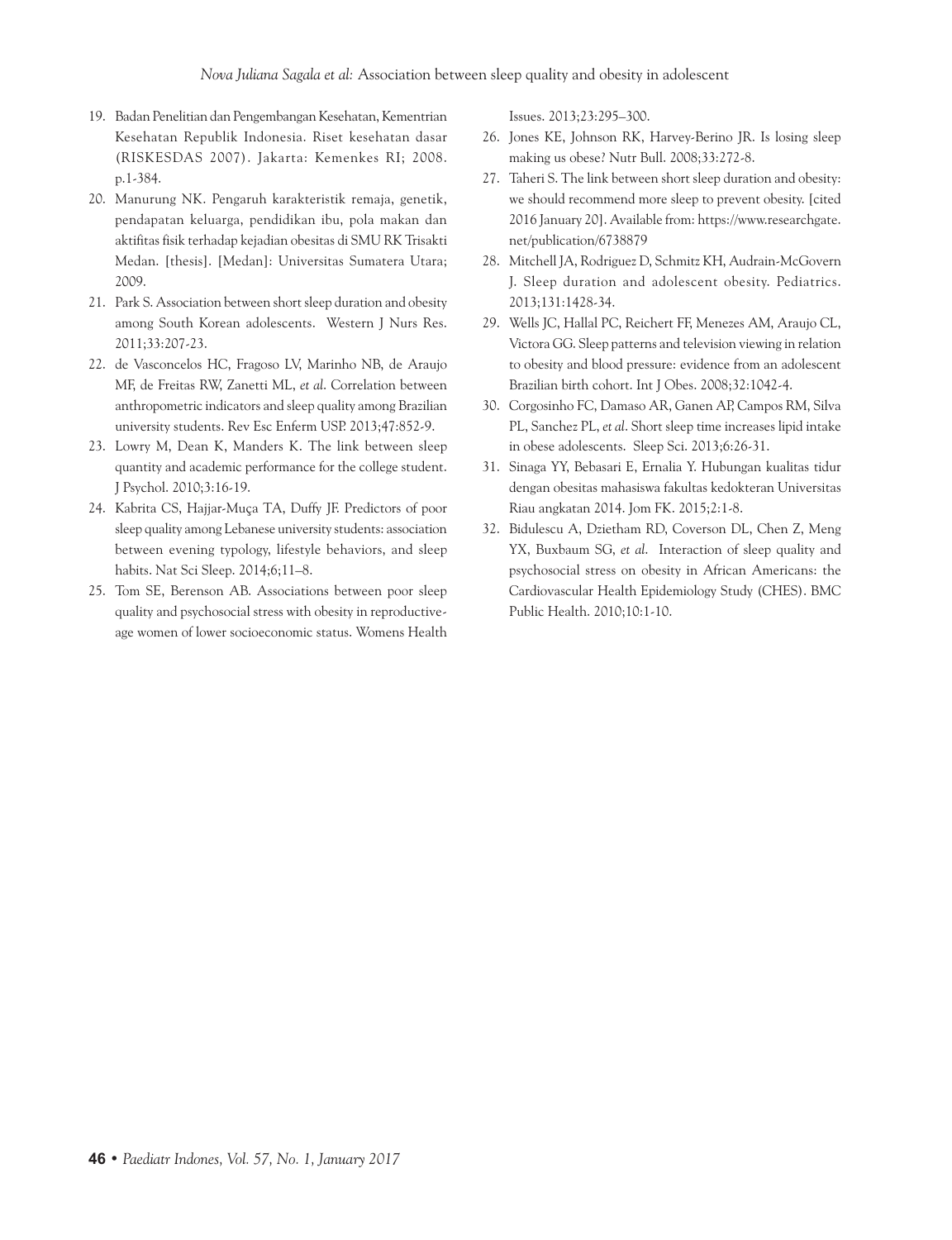19. Badan Penelitian dan Pengembangan Kesehatan, Kementrian Kesehatan Republik Indonesia. Riset kesehatan dasar (RISKESDAS 2007). Jakarta: Kemenkes RI; 2008. p.1-384.
20. Manurung NK. Pengaruh karakteristik remaja, genetik, pendapatan keluarga, pendidikan ibu, pola makan dan aktifitas fisik terhadap kejadian obesitas di SMU RK Trisakti Medan. [thesis]. [Medan]: Universitas Sumatera Utara; 2009.
21. Park S. Association between short sleep duration and obesity among South Korean adolescents. Western J Nurs Res. 2011;33:207-23.
22. de Vasconcelos HC, Fragoso LV, Marinho NB, de Araujo MF, de Freitas RW, Zanetti ML, *et al*. Correlation between anthropometric indicators and sleep quality among Brazilian university students. Rev Esc Enferm USP. 2013;47:852-9.
23. Lowry M, Dean K, Manders K. The link between sleep quantity and academic performance for the college student. J Psychol. 2010;3:16-19.
24. Kabrita CS, Hajjar-Muça TA, Duffy JF. Predictors of poor sleep quality among Lebanese university students: association between evening typology, lifestyle behaviors, and sleep habits. Nat Sci Sleep. 2014;6;11–8.
25. Tom SE, Berenson AB. Associations between poor sleep quality and psychosocial stress with obesity in reproductive-age women of lower socioeconomic status. Womens Health Issues. 2013;23:295–300.
26. Jones KE, Johnson RK, Harvey-Berino JR. Is losing sleep making us obese? Nutr Bull. 2008;33:272-8.
27. Taheri S. The link between short sleep duration and obesity: we should recommend more sleep to prevent obesity. [cited 2016 January 20]. Available from: https://www.researchgate.net/publication/6738879
28. Mitchell JA, Rodriguez D, Schmitz KH, Audrain-McGovern J. Sleep duration and adolescent obesity. Pediatrics. 2013;131:1428-34.
29. Wells JC, Hallal PC, Reichert FF, Menezes AM, Araujo CL, Victora GG. Sleep patterns and television viewing in relation to obesity and blood pressure: evidence from an adolescent Brazilian birth cohort. Int J Obes. 2008;32:1042-4.
30. Corgosinho FC, Damaso AR, Ganen AP, Campos RM, Silva PL, Sanchez PL, *et al*. Short sleep time increases lipid intake in obese adolescents. Sleep Sci. 2013;6:26-31.
31. Sinaga YY, Bebasari E, Ernalia Y. Hubungan kualitas tidur dengan obesitas mahasiswa fakultas kedokteran Universitas Riau angkatan 2014. Jom FK. 2015;2:1-8.
32. Bidulescu A, Dzietham RD, Coverson DL, Chen Z, Meng YX, Buxbaum SG, *et al*. Interaction of sleep quality and psychosocial stress on obesity in African Americans: the Cardiovascular Health Epidemiology Study (CHES). BMC Public Health. 2010;10:1-10.